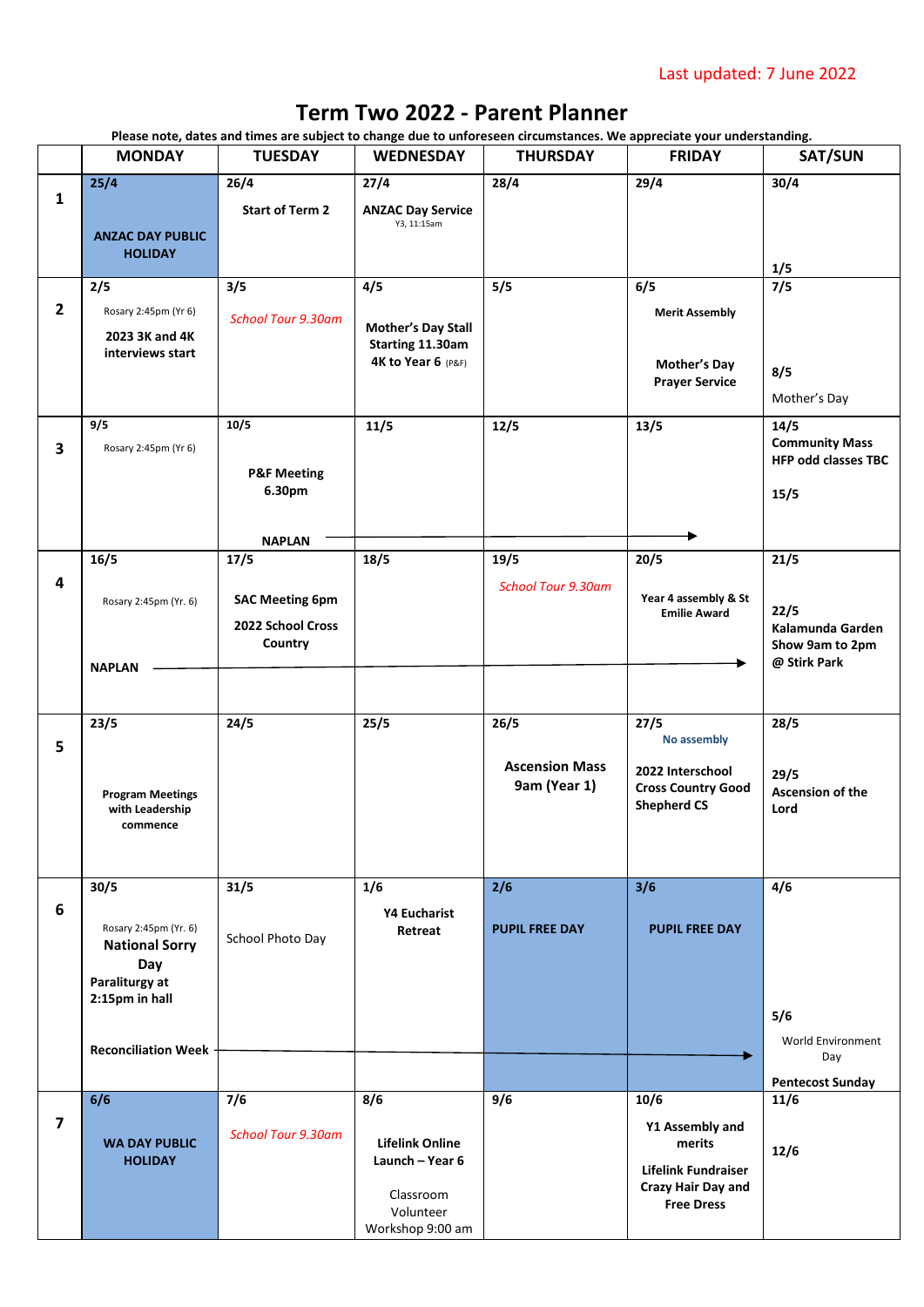Last updated: 7 June 2022

# Term Two 2022 - Parent Planner

**Please note, dates and times are subject to change due to unforeseen circumstances. We appreciate your understanding.**

| | MONDAY | TUESDAY | WEDNESDAY | THURSDAY | FRIDAY | SAT/SUN |
|---|---|---|---|---|---|---|
| **1** | **25/4** **ANZAC DAY PUBLIC HOLIDAY** | **26/4** **Start of Term 2** | **27/4** **ANZAC Day Service** Y3, 11:15am | **28/4** | **29/4** | **30/4** **1/5** |
| **2** | **2/5** Rosary 2:45pm (Yr 6) **2023 3K and 4K interviews start** | **3/5** *School Tour 9.30am* | **4/5** **Mother's Day Stall Starting 11.30am 4K to Year 6** (P&F) | **5/5** | **6/5** **Merit Assembly** **Mother's Day Prayer Service** | **7/5** **8/5** Mother's Day |
| **3** | **9/5** Rosary 2:45pm (Yr 6) | **10/5** **P&F Meeting 6.30pm** **NAPLAN** → | **11/5** → | **12/5** → | **13/5** → | **14/5** **Community Mass HFP odd classes TBC** **15/5** |
| **4** | **16/5** Rosary 2:45pm (Yr. 6) **NAPLAN** → | **17/5** **SAC Meeting 6pm** **2022 School Cross Country** → | **18/5** → | **19/5** *School Tour 9.30am* → | **20/5** **Year 4 assembly & St Emilie Award** → | **21/5** **22/5** **Kalamunda Garden Show 9am to 2pm @ Stirk Park** |
| **5** | **23/5** **Program Meetings with Leadership commence** | **24/5** | **25/5** | **26/5** **Ascension Mass 9am (Year 1)** | **27/5** No assembly **2022 Interschool Cross Country Good Shepherd CS** | **28/5** **29/5** **Ascension of the Lord** |
| **6** | **30/5** Rosary 2:45pm (Yr. 6) **National Sorry Day** **Paraliturgy at 2:15pm in hall** **Reconciliation Week** → | **31/5** School Photo Day → | **1/6** **Y4 Eucharist Retreat** → | **2/6** **PUPIL FREE DAY** → | **3/6** **PUPIL FREE DAY** → | **4/6** **5/6** World Environment Day **Pentecost Sunday** |
| **7** | **6/6** **WA DAY PUBLIC HOLIDAY** | **7/6** *School Tour 9.30am* | **8/6** **Lifelink Online Launch – Year 6** Classroom Volunteer Workshop 9:00 am | **9/6** | **10/6** **Y1 Assembly and merits** **Lifelink Fundraiser Crazy Hair Day and Free Dress** | **11/6** **12/6** |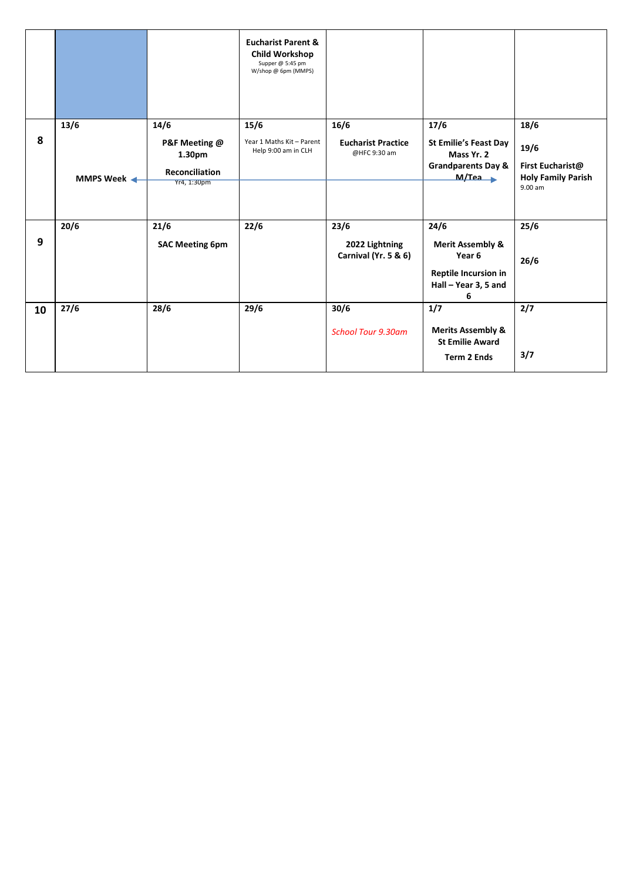| | | | | | | |
|---|---|---|---|---|---|---|
| | | | **Eucharist Parent & Child Workshop** Supper @ 5:45 pm W/shop @ 6pm (MMPS) | | | |
| **8** | **13/6** **MMPS Week** | **14/6** **P&F Meeting @ 1.30pm** **Reconciliation** Yr4, 1:30pm | **15/6** Year 1 Maths Kit – Parent Help 9:00 am in CLH | **16/6** **Eucharist Practice** @HFC 9:30 am | **17/6** **St Emilie's Feast Day Mass Yr. 2** **Grandparents Day & M/Tea** | **18/6** **19/6** **First Eucharist@ Holy Family Parish** 9.00 am |
| **9** | **20/6** | **21/6** **SAC Meeting 6pm** | **22/6** | **23/6** **2022 Lightning Carnival (Yr. 5 & 6)** | **24/6** **Merit Assembly & Year 6** **Reptile Incursion in Hall – Year 3, 5 and 6** | **25/6** **26/6** |
| **10** | **27/6** | **28/6** | **29/6** | **30/6** *School Tour 9.30am* | **1/7** **Merits Assembly & St Emilie Award** **Term 2 Ends** | **2/7** **3/7** |